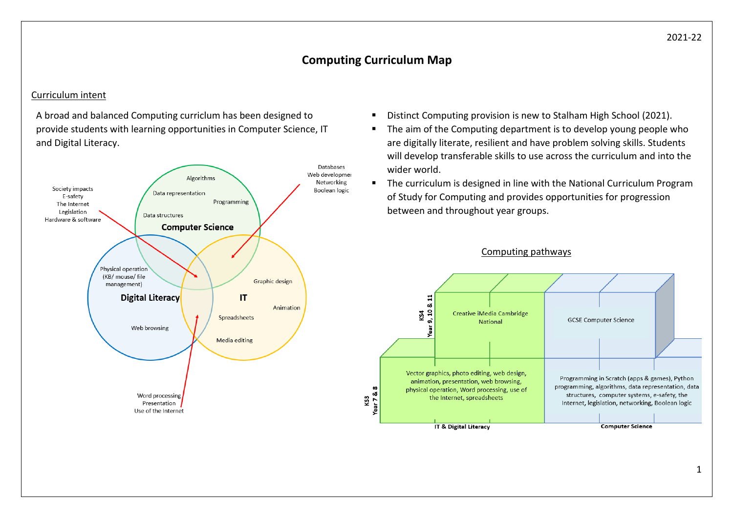2021-22

# Computing Curriculum Map

## Curriculum intent

A broad and balanced Computing curriclum has been designed to provide students with learning opportunities in Computer Science, IT and Digital Literacy.

Algorithms
Data representation
Programming
Data structures
**Computer Science**

Databases
Web developmer
Networking
Boolean logic

Society impacts
E-safety
The Internet
Legislation
Hardware & software

Physical operation (KB/ mouse/ file management)
**Digital Literacy**
Web browsing

**IT**
Graphic design
Animation
Spreadsheets
Media editing

Word processing
Presentation
Use of the Internet

- Distinct Computing provision is new to Stalham High School (2021).
- The aim of the Computing department is to develop young people who are digitally literate, resilient and have problem solving skills. Students will develop transferable skills to use across the curriculum and into the wider world.
- The curriculum is designed in line with the National Curriculum Program of Study for Computing and provides opportunities for progression between and throughout year groups.

## Computing pathways

KS4
Year 9, 10 & 11

Creative iMedia Cambridge National

GCSE Computer Science

KS3
Year 7 & 8

Vector graphics, photo editing, web design, animation, presentation, web browsing, physical operation, Word processing, use of the Internet, spreadsheets

Programming in Scratch (apps & games), Python programming, algorithms, data representation, data structures, computer systems, e-safety, the Internet, legislation, networking, Boolean logic

IT & Digital Literacy

Computer Science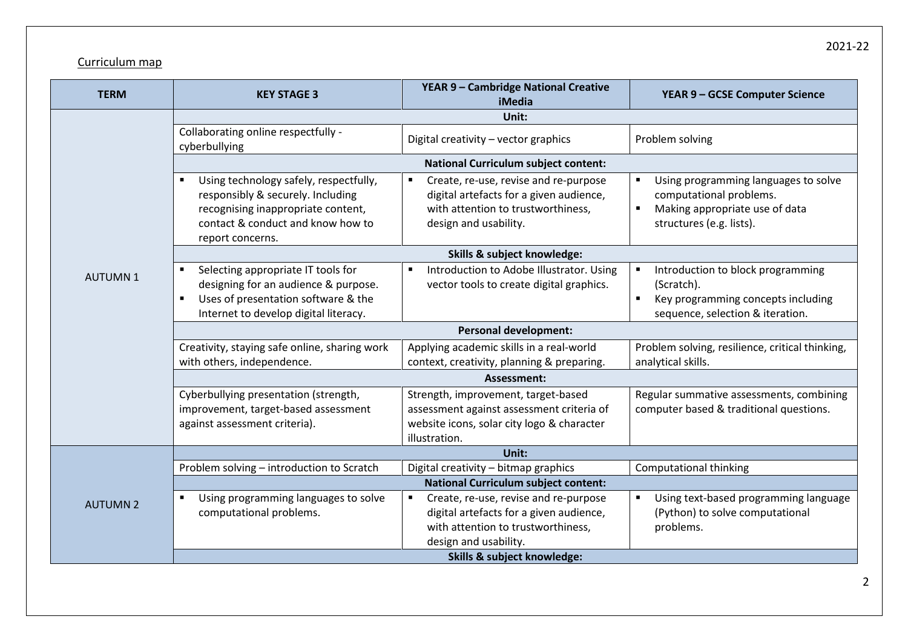Curriculum map

| TERM | KEY STAGE 3 | YEAR 9 – Cambridge National Creative iMedia | YEAR 9 – GCSE Computer Science |
|---|---|---|---|
| AUTUMN 1 | **Unit:** | | |
| | Collaborating online respectfully - cyberbullying | Digital creativity – vector graphics | Problem solving |
| | **National Curriculum subject content:** | | |
| | ▪ Using technology safely, respectfully, responsibly & securely. Including recognising inappropriate content, contact & conduct and know how to report concerns. | ▪ Create, re-use, revise and re-purpose digital artefacts for a given audience, with attention to trustworthiness, design and usability. | ▪ Using programming languages to solve computational problems. ▪ Making appropriate use of data structures (e.g. lists). |
| | **Skills & subject knowledge:** | | |
| | ▪ Selecting appropriate IT tools for designing for an audience & purpose. ▪ Uses of presentation software & the Internet to develop digital literacy. | ▪ Introduction to Adobe Illustrator. Using vector tools to create digital graphics. | ▪ Introduction to block programming (Scratch). ▪ Key programming concepts including sequence, selection & iteration. |
| | **Personal development:** | | |
| | Creativity, staying safe online, sharing work with others, independence. | Applying academic skills in a real-world context, creativity, planning & preparing. | Problem solving, resilience, critical thinking, analytical skills. |
| | **Assessment:** | | |
| | Cyberbullying presentation (strength, improvement, target-based assessment against assessment criteria). | Strength, improvement, target-based assessment against assessment criteria of website icons, solar city logo & character illustration. | Regular summative assessments, combining computer based & traditional questions. |
| AUTUMN 2 | **Unit:** | | |
| | Problem solving – introduction to Scratch | Digital creativity – bitmap graphics | Computational thinking |
| | **National Curriculum subject content:** | | |
| | ▪ Using programming languages to solve computational problems. | ▪ Create, re-use, revise and re-purpose digital artefacts for a given audience, with attention to trustworthiness, design and usability. | ▪ Using text-based programming language (Python) to solve computational problems. |
| | **Skills & subject knowledge:** | | |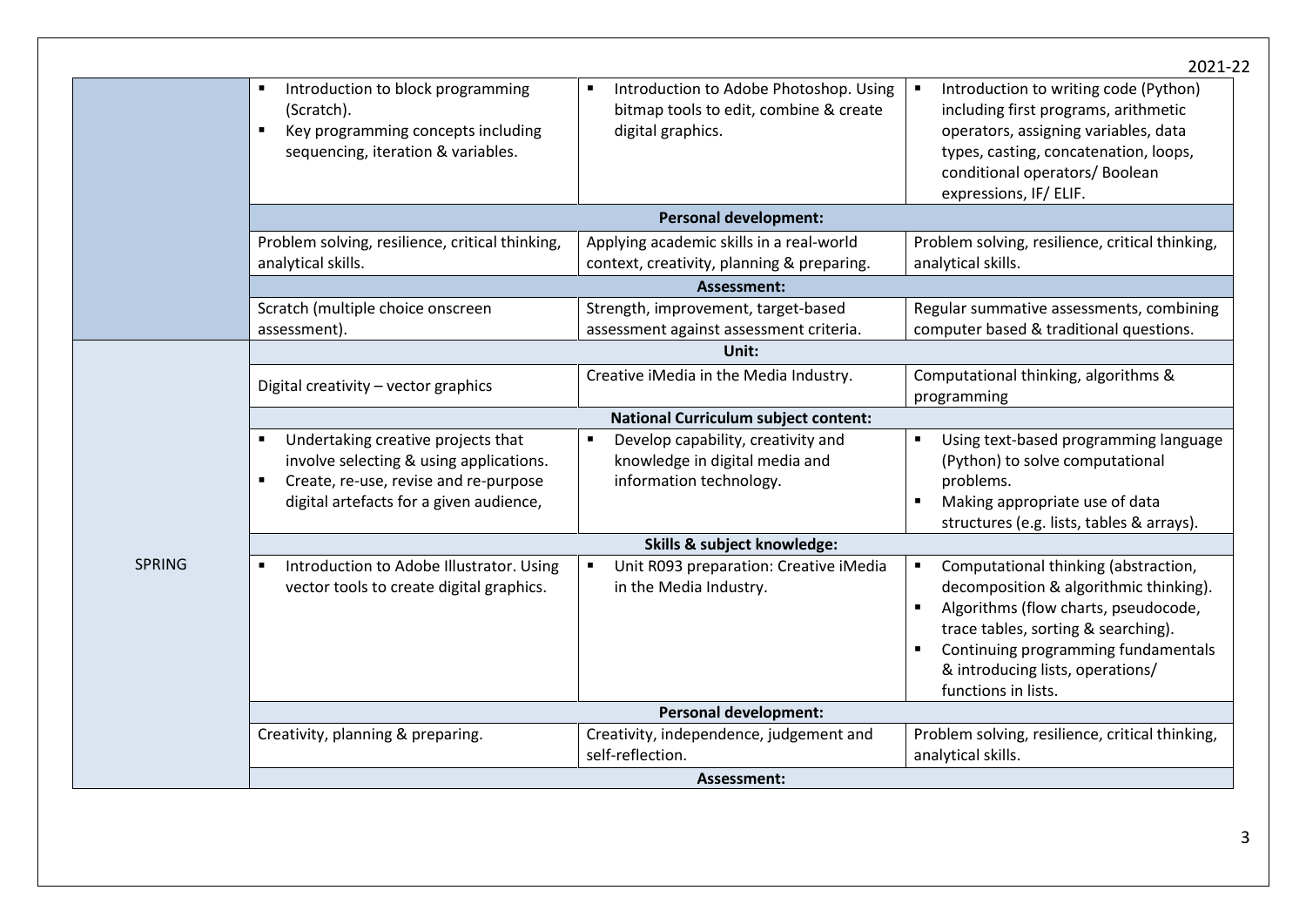| | | | |
|---|---|---|---|
| | ▪ Introduction to block programming (Scratch).<br>▪ Key programming concepts including sequencing, iteration & variables. | ▪ Introduction to Adobe Photoshop. Using bitmap tools to edit, combine & create digital graphics. | ▪ Introduction to writing code (Python) including first programs, arithmetic operators, assigning variables, data types, casting, concatenation, loops, conditional operators/ Boolean expressions, IF/ ELIF. |
| | **Personal development:** | | |
| | Problem solving, resilience, critical thinking, analytical skills. | Applying academic skills in a real-world context, creativity, planning & preparing. | Problem solving, resilience, critical thinking, analytical skills. |
| | **Assessment:** | | |
| | Scratch (multiple choice onscreen assessment). | Strength, improvement, target-based assessment against assessment criteria. | Regular summative assessments, combining computer based & traditional questions. |
| SPRING | **Unit:** | | |
| | Digital creativity – vector graphics | Creative iMedia in the Media Industry. | Computational thinking, algorithms & programming |
| | **National Curriculum subject content:** | | |
| | ▪ Undertaking creative projects that involve selecting & using applications.<br>▪ Create, re-use, revise and re-purpose digital artefacts for a given audience, | ▪ Develop capability, creativity and knowledge in digital media and information technology. | ▪ Using text-based programming language (Python) to solve computational problems.<br>▪ Making appropriate use of data structures (e.g. lists, tables & arrays). |
| | **Skills & subject knowledge:** | | |
| | ▪ Introduction to Adobe Illustrator. Using vector tools to create digital graphics. | ▪ Unit R093 preparation: Creative iMedia in the Media Industry. | ▪ Computational thinking (abstraction, decomposition & algorithmic thinking).<br>▪ Algorithms (flow charts, pseudocode, trace tables, sorting & searching).<br>▪ Continuing programming fundamentals & introducing lists, operations/ functions in lists. |
| | **Personal development:** | | |
| | Creativity, planning & preparing. | Creativity, independence, judgement and self-reflection. | Problem solving, resilience, critical thinking, analytical skills. |
| | **Assessment:** | | |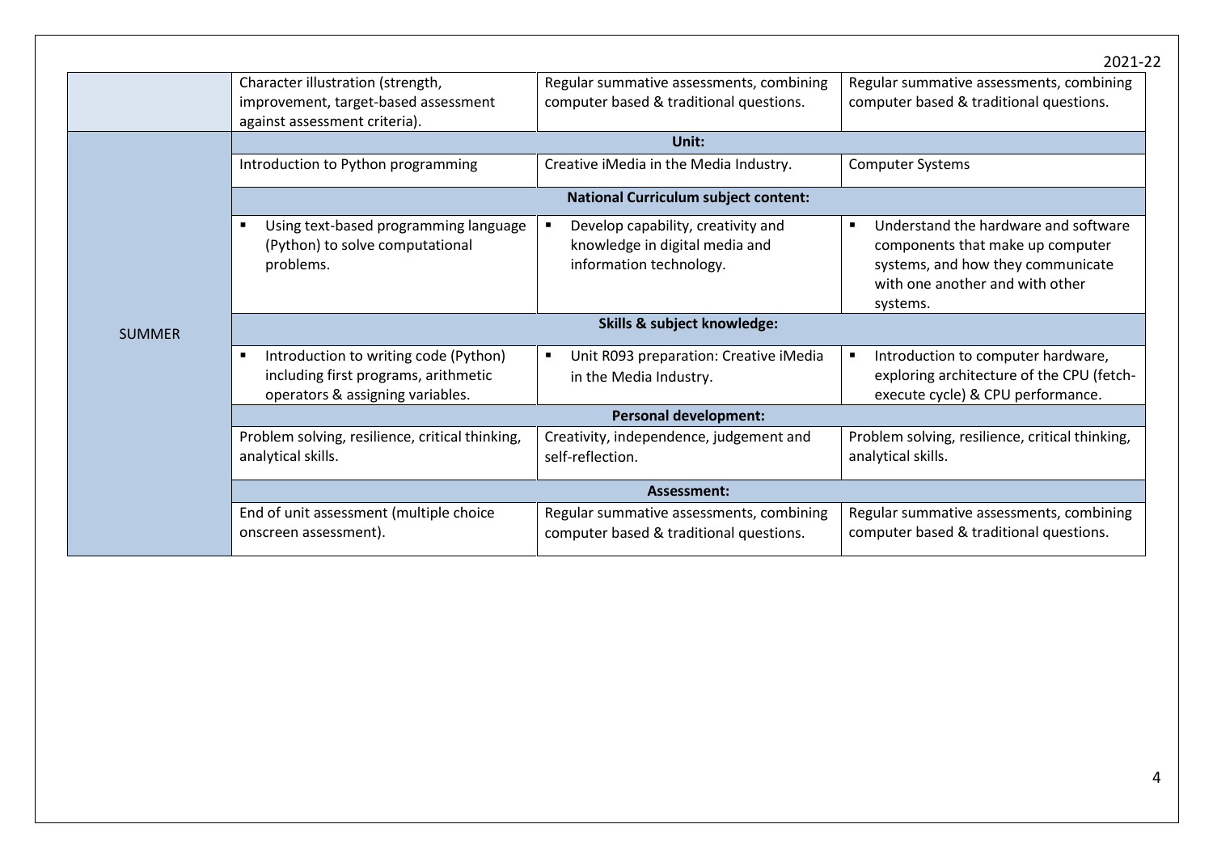| | | | |
|---|---|---|---|
| | Character illustration (strength, improvement, target-based assessment against assessment criteria). | Regular summative assessments, combining computer based & traditional questions. | Regular summative assessments, combining computer based & traditional questions. |
| SUMMER | **Unit:** | | |
| | Introduction to Python programming | Creative iMedia in the Media Industry. | Computer Systems |
| | **National Curriculum subject content:** | | |
| | ▪ Using text-based programming language (Python) to solve computational problems. | ▪ Develop capability, creativity and knowledge in digital media and information technology. | ▪ Understand the hardware and software components that make up computer systems, and how they communicate with one another and with other systems. |
| | **Skills & subject knowledge:** | | |
| | ▪ Introduction to writing code (Python) including first programs, arithmetic operators & assigning variables. | ▪ Unit R093 preparation: Creative iMedia in the Media Industry. | ▪ Introduction to computer hardware, exploring architecture of the CPU (fetch-execute cycle) & CPU performance. |
| | **Personal development:** | | |
| | Problem solving, resilience, critical thinking, analytical skills. | Creativity, independence, judgement and self-reflection. | Problem solving, resilience, critical thinking, analytical skills. |
| | **Assessment:** | | |
| | End of unit assessment (multiple choice onscreen assessment). | Regular summative assessments, combining computer based & traditional questions. | Regular summative assessments, combining computer based & traditional questions. |